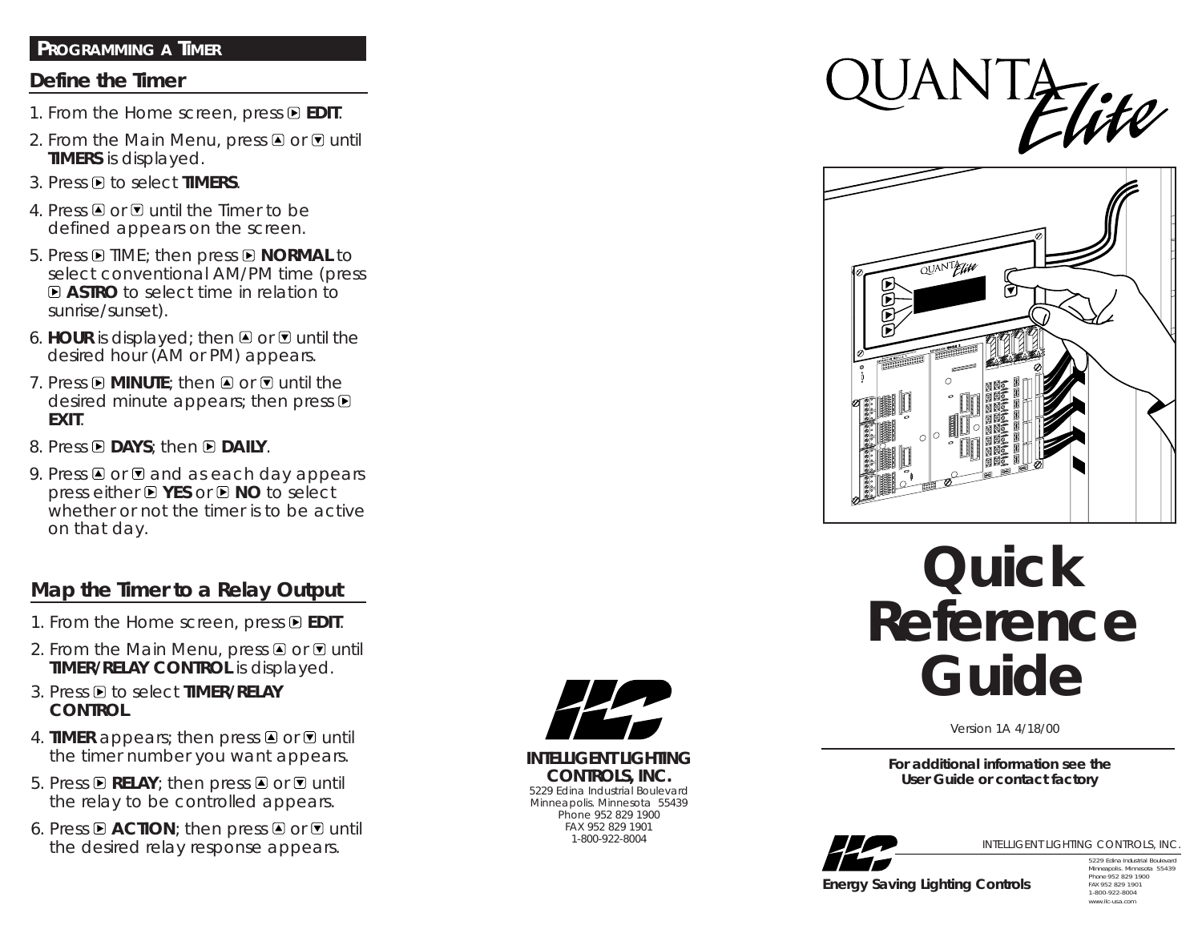## PROGRAMMING A TIMER

### Define the Timer

1. From the Home screen, press ▶ **EDIT**.
2. From the Main Menu, press ▲ or ▼ until **TIMERS** is displayed.
3. Press ▶ to select **TIMERS**.
4. Press ▲ or ▼ until the Timer to be defined appears on the screen.
5. Press ▶ TIME; then press ▶ **NORMAL** to select conventional AM/PM time (press ▶ **ASTRO** to select time in relation to sunrise/sunset).
6. **HOUR** is displayed; then ▲ or ▼ until the desired hour (AM or PM) appears.
7. Press ▶ **MINUTE**; then ▲ or ▼ until the desired minute appears; then press ▶ **EXIT**.
8. Press ▶ **DAYS**; then ▶ **DAILY**.
9. Press ▲ or ▼ and as each day appears press either ▶ **YES** or ▶ **NO** to select whether or not the timer is to be active on that day.

### Map the Timer to a Relay Output

1. From the Home screen, press ▶ **EDIT**.
2. From the Main Menu, press ▲ or ▼ until **TIMER/RELAY CONTROL** is displayed.
3. Press ▶ to select **TIMER/RELAY CONTROL**.
4. **TIMER** appears; then press ▲ or ▼ until the timer number you want appears.
5. Press ▶ **RELAY**; then press ▲ or ▼ until the relay to be controlled appears.
6. Press ▶ **ACTION**; then press ▲ or ▼ until the desired relay response appears.

**INTELLIGENT LIGHTING CONTROLS, INC.**
5229 Edina Industrial Boulevard
Minneapolis. Minnesota 55439
Phone 952 829 1900
FAX 952 829 1901
1-800-922-8004

# QUANTA *Elite*

# Quick Reference Guide

Version 1A 4/18/00

**For additional information see the User Guide or contact factory**

INTELLIGENT LIGHTING CONTROLS, INC.
5229 Edina Industrial Boulevard
Minneapolis. Minnesota 55439
Phone 952 829 1900
FAX 952 829 1901
1-800-922-8004
www.ilc-usa.com

**Energy Saving Lighting Controls**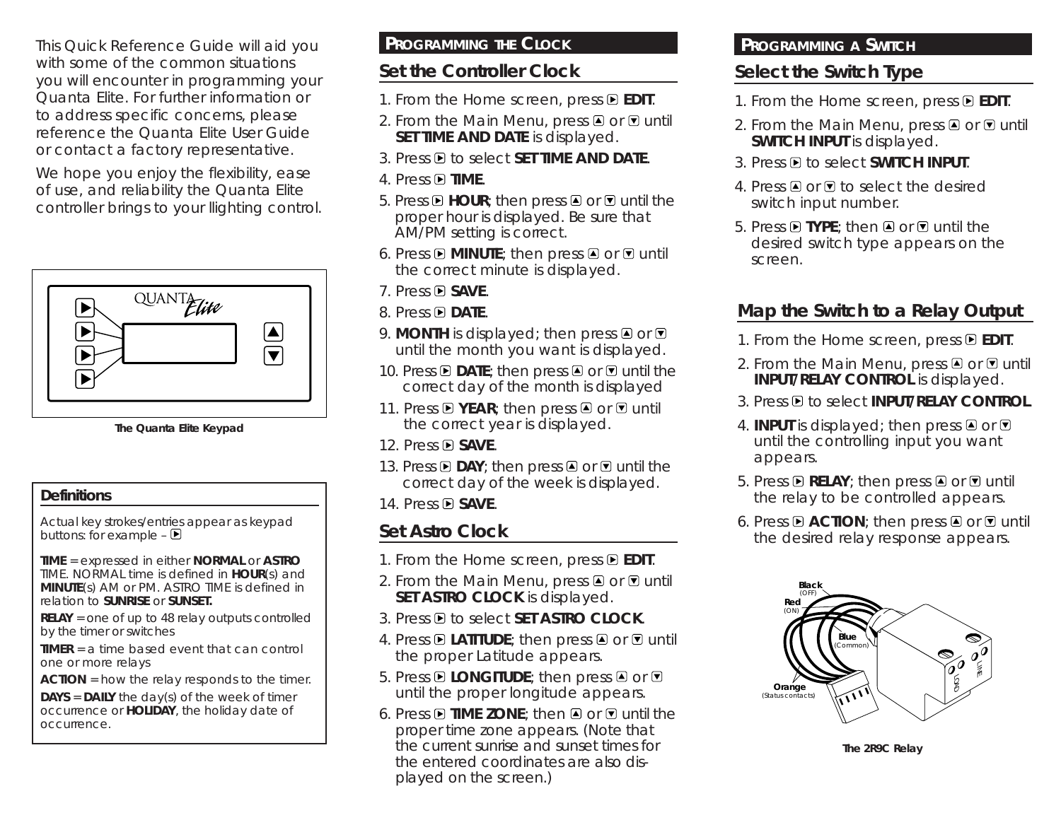This Quick Reference Guide will aid you with some of the common situations you will encounter in programming your Quanta Elite. For further information or to address specific concerns, please reference the Quanta Elite User Guide or contact a factory representative.

We hope you enjoy the flexibility, ease of use, and reliability the Quanta Elite controller brings to your llighting control.

QUANTA Elite

The Quanta Elite Keypad

### Definitions

Actual key strokes/entries appear as keypad buttons: for example – ▶

**TIME** = expressed in either **NORMAL** or **ASTRO** TIME. NORMAL time is defined in **HOUR**(s) and **MINUTE**(s) AM or PM. ASTRO TIME is defined in relation to **SUNRISE** or **SUNSET.**

**RELAY** = one of up to 48 relay outputs controlled by the timer or switches

**TIMER** = a time based event that can control one or more relays

**ACTION** = how the relay responds to the timer.

**DAYS** = **DAILY** the day(s) of the week of timer occurrence or **HOLIDAY**, the holiday date of occurrence.

## PROGRAMMING THE CLOCK

### Set the Controller Clock

1. From the Home screen, press ▶ **EDIT**.
2. From the Main Menu, press ▲ or ▼ until **SET TIME AND DATE** is displayed.
3. Press ▶ to select **SET TIME AND DATE**.
4. Press ▶ **TIME**.
5. Press ▶ **HOUR**; then press ▲ or ▼ until the proper hour is displayed. Be sure that AM/PM setting is correct.
6. Press ▶ **MINUTE**; then press ▲ or ▼ until the correct minute is displayed.
7. Press ▶ **SAVE**.
8. Press ▶ **DATE**.
9. **MONTH** is displayed; then press ▲ or ▼ until the month you want is displayed.
10. Press ▶ **DATE**; then press ▲ or ▼ until the correct day of the month is displayed
11. Press ▶ **YEAR**; then press ▲ or ▼ until the correct year is displayed.
12. Press ▶ **SAVE**.
13. Press ▶ **DAY**; then press ▲ or ▼ until the correct day of the week is displayed.
14. Press ▶ **SAVE**.

### Set Astro Clock

1. From the Home screen, press ▶ **EDIT**.
2. From the Main Menu, press ▲ or ▼ until **SET ASTRO CLOCK** is displayed.
3. Press ▶ to select **SET ASTRO CLOCK**.
4. Press ▶ **LATITUDE**; then press ▲ or ▼ until the proper Latitude appears.
5. Press ▶ **LONGITUDE**; then press ▲ or ▼ until the proper longitude appears.
6. Press ▶ **TIME ZONE**; then ▲ or ▼ until the proper time zone appears. (Note that the current sunrise and sunset times for the entered coordinates are also displayed on the screen.)

## PROGRAMMING A SWITCH

### Select the Switch Type

1. From the Home screen, press ▶ **EDIT**.
2. From the Main Menu, press ▲ or ▼ until **SWITCH INPUT** is displayed.
3. Press ▶ to select **SWITCH INPUT**.
4. Press ▲ or ▼ to select the desired switch input number.
5. Press ▶ **TYPE**; then ▲ or ▼ until the desired switch type appears on the screen.

### Map the Switch to a Relay Output

1. From the Home screen, press ▶ **EDIT**.
2. From the Main Menu, press ▲ or ▼ until **INPUT/RELAY CONTROL** is displayed.
3. Press ▶ to select **INPUT/RELAY CONTROL**.
4. **INPUT** is displayed; then press ▲ or ▼ until the controlling input you want appears.
5. Press ▶ **RELAY**; then press ▲ or ▼ until the relay to be controlled appears.
6. Press ▶ **ACTION**; then press ▲ or ▼ until the desired relay response appears.

Black (OFF)
Red (ON)
Blue (Common)
Orange (Status contacts)
LINE
LOAD

The 2R9C Relay